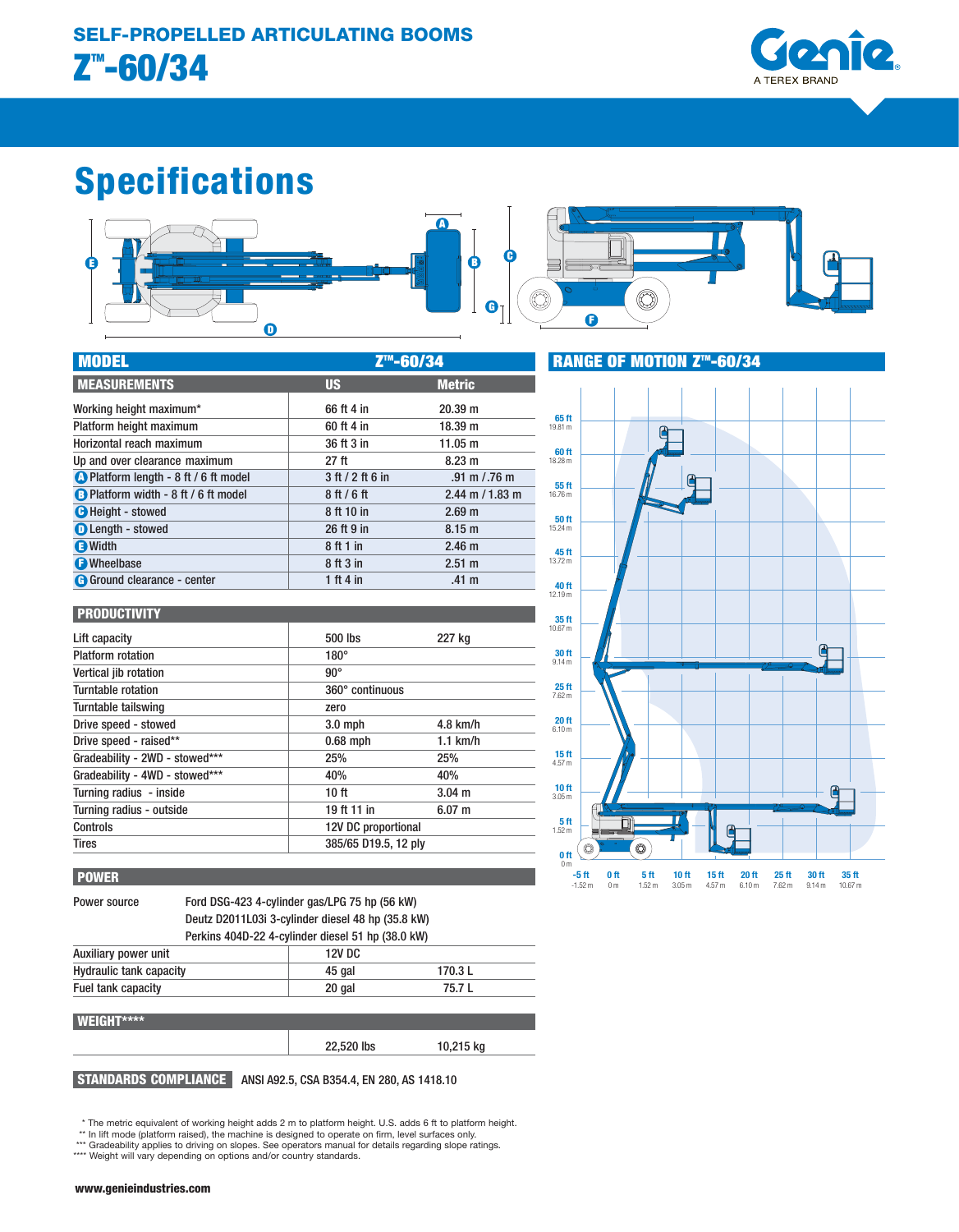# SELF-PROPELLED ARTICULATING BOOMS

# Z™-60/34

## Specifications

| MODEL | Z™-60/34 | |
|---|---|---|
| **MEASUREMENTS** | **US** | **Metric** |
| Working height maximum* | 66 ft 4 in | 20.39 m |
| Platform height maximum | 60 ft 4 in | 18.39 m |
| Horizontal reach maximum | 36 ft 3 in | 11.05 m |
| Up and over clearance maximum | 27 ft | 8.23 m |
| A Platform length - 8 ft / 6 ft model | 3 ft / 2 ft 6 in | .91 m / .76 m |
| B Platform width - 8 ft / 6 ft model | 8 ft / 6 ft | 2.44 m / 1.83 m |
| C Height - stowed | 8 ft 10 in | 2.69 m |
| D Length - stowed | 26 ft 9 in | 8.15 m |
| E Width | 8 ft 1 in | 2.46 m |
| F Wheelbase | 8 ft 3 in | 2.51 m |
| G Ground clearance - center | 1 ft 4 in | .41 m |

### PRODUCTIVITY

| | | |
|---|---|---|
| Lift capacity | 500 lbs | 227 kg |
| Platform rotation | 180° | |
| Vertical jib rotation | 90° | |
| Turntable rotation | 360° continuous | |
| Turntable tailswing | zero | |
| Drive speed - stowed | 3.0 mph | 4.8 km/h |
| Drive speed - raised** | 0.68 mph | 1.1 km/h |
| Gradeability - 2WD - stowed*** | 25% | 25% |
| Gradeability - 4WD - stowed*** | 40% | 40% |
| Turning radius - inside | 10 ft | 3.04 m |
| Turning radius - outside | 19 ft 11 in | 6.07 m |
| Controls | 12V DC proportional | |
| Tires | 385/65 D19.5, 12 ply | |

### POWER

| | | |
|---|---|---|
| Power source | Ford DSG-423 4-cylinder gas/LPG 75 hp (56 kW)<br>Deutz D2011L03i 3-cylinder diesel 48 hp (35.8 kW)<br>Perkins 404D-22 4-cylinder diesel 51 hp (38.0 kW) | |
| Auxiliary power unit | 12V DC | |
| Hydraulic tank capacity | 45 gal | 170.3 L |
| Fuel tank capacity | 20 gal | 75.7 L |

### WEIGHT****

| | | |
|---|---|---|
| | 22,520 lbs | 10,215 kg |

**STANDARDS COMPLIANCE** ANSI A92.5, CSA B354.4, EN 280, AS 1418.10

### RANGE OF MOTION Z™-60/34

\* The metric equivalent of working height adds 2 m to platform height. U.S. adds 6 ft to platform height.
\*\* In lift mode (platform raised), the machine is designed to operate on firm, level surfaces only.
\*\*\* Gradeability applies to driving on slopes. See operators manual for details regarding slope ratings.
\*\*\*\* Weight will vary depending on options and/or country standards.

www.genieindustries.com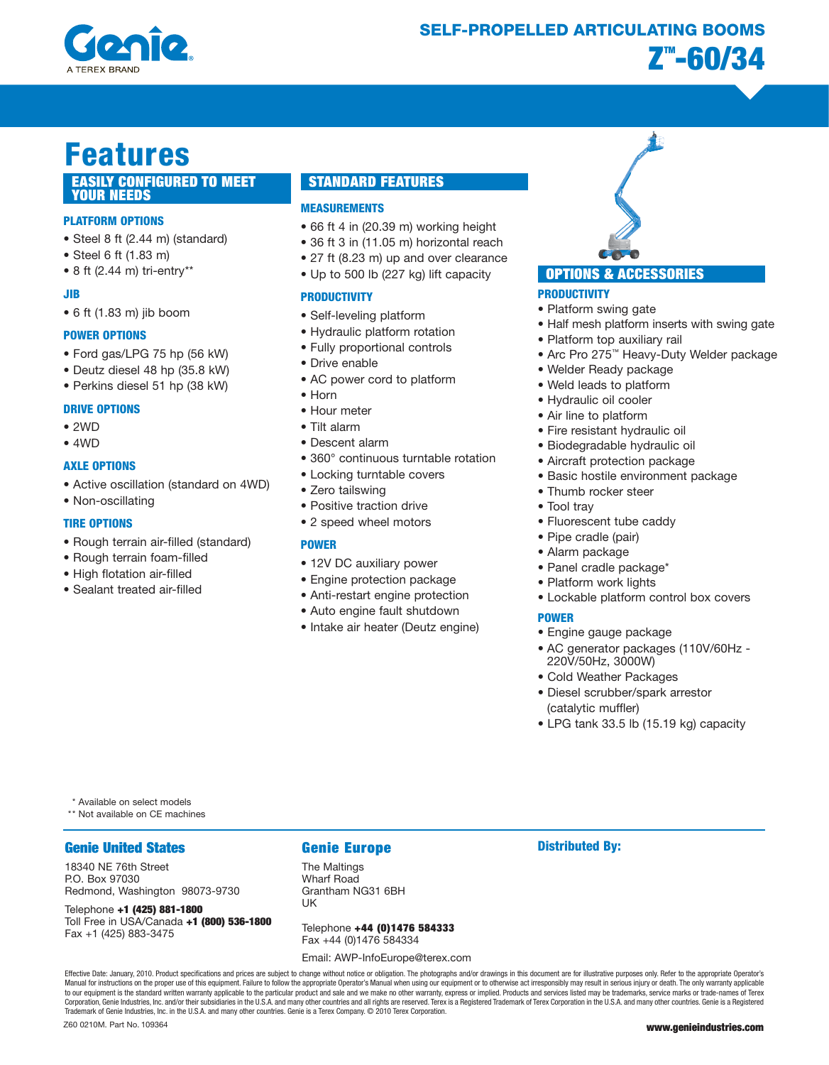# SELF-PROPELLED ARTICULATING BOOMS

# Z™-60/34

# Features

## EASILY CONFIGURED TO MEET YOUR NEEDS

### PLATFORM OPTIONS

- Steel 8 ft (2.44 m) (standard)
- Steel 6 ft (1.83 m)
- 8 ft (2.44 m) tri-entry**

### JIB

- 6 ft (1.83 m) jib boom

### POWER OPTIONS

- Ford gas/LPG 75 hp (56 kW)
- Deutz diesel 48 hp (35.8 kW)
- Perkins diesel 51 hp (38 kW)

### DRIVE OPTIONS

- 2WD
- 4WD

### AXLE OPTIONS

- Active oscillation (standard on 4WD)
- Non-oscillating

### TIRE OPTIONS

- Rough terrain air-filled (standard)
- Rough terrain foam-filled
- High flotation air-filled
- Sealant treated air-filled

## STANDARD FEATURES

### MEASUREMENTS

- 66 ft 4 in (20.39 m) working height
- 36 ft 3 in (11.05 m) horizontal reach
- 27 ft (8.23 m) up and over clearance
- Up to 500 lb (227 kg) lift capacity

### PRODUCTIVITY

- Self-leveling platform
- Hydraulic platform rotation
- Fully proportional controls
- Drive enable
- AC power cord to platform
- Horn
- Hour meter
- Tilt alarm
- Descent alarm
- 360° continuous turntable rotation
- Locking turntable covers
- Zero tailswing
- Positive traction drive
- 2 speed wheel motors

### POWER

- 12V DC auxiliary power
- Engine protection package
- Anti-restart engine protection
- Auto engine fault shutdown
- Intake air heater (Deutz engine)

## OPTIONS & ACCESSORIES

### PRODUCTIVITY

- Platform swing gate
- Half mesh platform inserts with swing gate
- Platform top auxiliary rail
- Arc Pro 275™ Heavy-Duty Welder package
- Welder Ready package
- Weld leads to platform
- Hydraulic oil cooler
- Air line to platform
- Fire resistant hydraulic oil
- Biodegradable hydraulic oil
- Aircraft protection package
- Basic hostile environment package
- Thumb rocker steer
- Tool tray
- Fluorescent tube caddy
- Pipe cradle (pair)
- Alarm package
- Panel cradle package*
- Platform work lights
- Lockable platform control box covers

### POWER

- Engine gauge package
- AC generator packages (110V/60Hz - 220V/50Hz, 3000W)
- Cold Weather Packages
- Diesel scrubber/spark arrestor (catalytic muffler)
- LPG tank 33.5 lb (15.19 kg) capacity

\* Available on select models
\*\* Not available on CE machines

### Genie United States

18340 NE 76th Street
P.O. Box 97030
Redmond, Washington 98073-9730

Telephone **+1 (425) 881-1800**
Toll Free in USA/Canada **+1 (800) 536-1800**
Fax +1 (425) 883-3475

### Genie Europe

The Maltings
Wharf Road
Grantham NG31 6BH
UK

Telephone **+44 (0)1476 584333**
Fax +44 (0)1476 584334

Email: AWP-InfoEurope@terex.com

### Distributed By:

Effective Date: January, 2010. Product specifications and prices are subject to change without notice or obligation. The photographs and/or drawings in this document are for illustrative purposes only. Refer to the appropriate Operator's Manual for instructions on the proper use of this equipment. Failure to follow the appropriate Operator's Manual when using our equipment or to otherwise act irresponsibly may result in serious injury or death. The only warranty applicable to our equipment is the standard written warranty applicable to the particular product and sale and we make no other warranty, express or implied. Products and services listed may be trademarks, service marks or trade-names of Terex Corporation, Genie Industries, Inc. and/or their subsidiaries in the U.S.A. and many other countries and all rights are reserved. Terex is a Registered Trademark of Terex Corporation in the U.S.A. and many other countries. Genie is a Terex Company. © 2010 Terex Corporation.

Z60 0210M. Part No. 109364

**www.genieindustries.com**